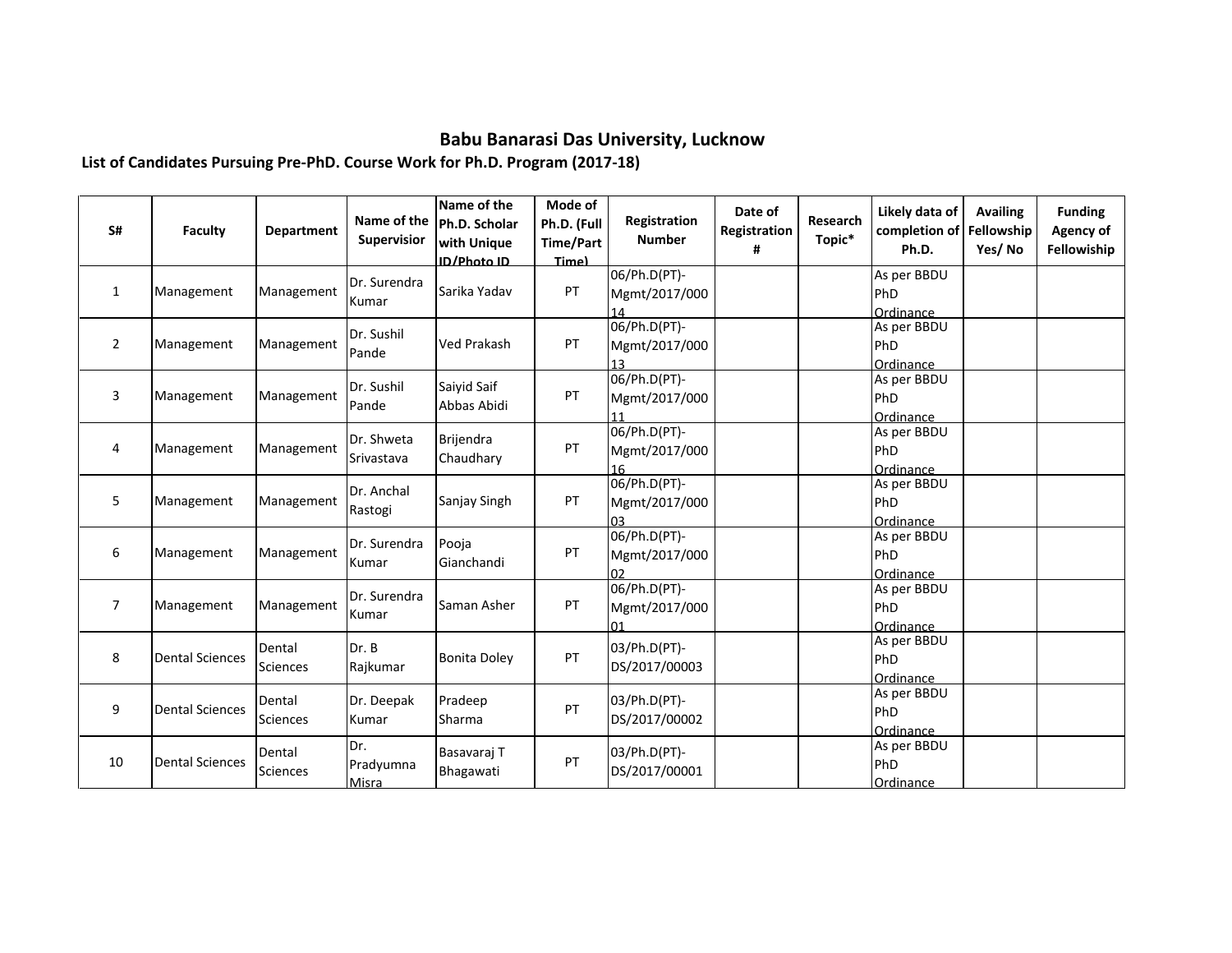# Babu Banarasi Das University, Lucknow

## List of Candidates Pursuing Pre-PhD. Course Work for Ph.D. Program (2017-18)

| S# | Faculty | Department | Name of the Supervisior | Name of the Ph.D. Scholar with Unique ID/Photo ID | Mode of Ph.D. (Full Time/Part Time) | Registration Number | Date of Registration # | Research Topic* | Likely data of completion of Ph.D. | Availing Fellowship Yes/ No | Funding Agency of Fellowiship |
|---|---|---|---|---|---|---|---|---|---|---|---|
| 1 | Management | Management | Dr. Surendra Kumar | Sarika Yadav | PT | 06/Ph.D(PT)-Mgmt/2017/00014 | | | As per BBDU PhD Ordinance | | |
| 2 | Management | Management | Dr. Sushil Pande | Ved Prakash | PT | 06/Ph.D(PT)-Mgmt/2017/00013 | | | As per BBDU PhD Ordinance | | |
| 3 | Management | Management | Dr. Sushil Pande | Saiyid Saif Abbas Abidi | PT | 06/Ph.D(PT)-Mgmt/2017/00011 | | | As per BBDU PhD Ordinance | | |
| 4 | Management | Management | Dr. Shweta Srivastava | Brijendra Chaudhary | PT | 06/Ph.D(PT)-Mgmt/2017/00016 | | | As per BBDU PhD Ordinance | | |
| 5 | Management | Management | Dr. Anchal Rastogi | Sanjay Singh | PT | 06/Ph.D(PT)-Mgmt/2017/00003 | | | As per BBDU PhD Ordinance | | |
| 6 | Management | Management | Dr. Surendra Kumar | Pooja Gianchandi | PT | 06/Ph.D(PT)-Mgmt/2017/00002 | | | As per BBDU PhD Ordinance | | |
| 7 | Management | Management | Dr. Surendra Kumar | Saman Asher | PT | 06/Ph.D(PT)-Mgmt/2017/00001 | | | As per BBDU PhD Ordinance | | |
| 8 | Dental Sciences | Dental Sciences | Dr. B Rajkumar | Bonita Doley | PT | 03/Ph.D(PT)-DS/2017/00003 | | | As per BBDU PhD Ordinance | | |
| 9 | Dental Sciences | Dental Sciences | Dr. Deepak Kumar | Pradeep Sharma | PT | 03/Ph.D(PT)-DS/2017/00002 | | | As per BBDU PhD Ordinance | | |
| 10 | Dental Sciences | Dental Sciences | Dr. Pradyumna Misra | Basavaraj T Bhagawati | PT | 03/Ph.D(PT)-DS/2017/00001 | | | As per BBDU PhD Ordinance | | |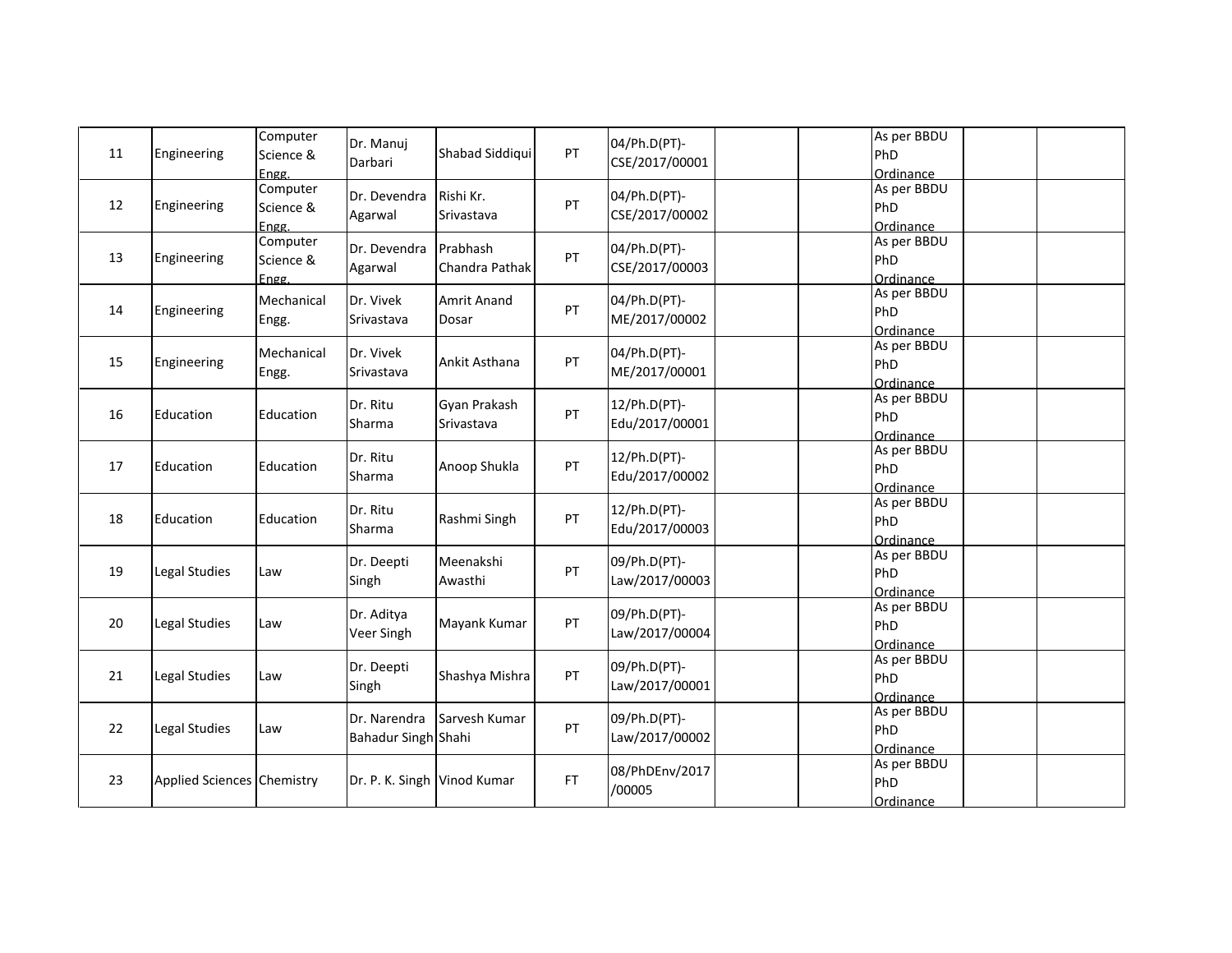| | | | | | | | | | | | |
|---|---|---|---|---|---|---|---|---|---|---|---|
| 11 | Engineering | Computer Science & Engg. | Dr. Manuj Darbari | Shabad Siddiqui | PT | 04/Ph.D(PT)-CSE/2017/00001 | | | As per BBDU PhD Ordinance | | |
| 12 | Engineering | Computer Science & Engg. | Dr. Devendra Agarwal | Rishi Kr. Srivastava | PT | 04/Ph.D(PT)-CSE/2017/00002 | | | As per BBDU PhD Ordinance | | |
| 13 | Engineering | Computer Science & Engg. | Dr. Devendra Agarwal | Prabhash Chandra Pathak | PT | 04/Ph.D(PT)-CSE/2017/00003 | | | As per BBDU PhD Ordinance | | |
| 14 | Engineering | Mechanical Engg. | Dr. Vivek Srivastava | Amrit Anand Dosar | PT | 04/Ph.D(PT)-ME/2017/00002 | | | As per BBDU PhD Ordinance | | |
| 15 | Engineering | Mechanical Engg. | Dr. Vivek Srivastava | Ankit Asthana | PT | 04/Ph.D(PT)-ME/2017/00001 | | | As per BBDU PhD Ordinance | | |
| 16 | Education | Education | Dr. Ritu Sharma | Gyan Prakash Srivastava | PT | 12/Ph.D(PT)-Edu/2017/00001 | | | As per BBDU PhD Ordinance | | |
| 17 | Education | Education | Dr. Ritu Sharma | Anoop Shukla | PT | 12/Ph.D(PT)-Edu/2017/00002 | | | As per BBDU PhD Ordinance | | |
| 18 | Education | Education | Dr. Ritu Sharma | Rashmi Singh | PT | 12/Ph.D(PT)-Edu/2017/00003 | | | As per BBDU PhD Ordinance | | |
| 19 | Legal Studies | Law | Dr. Deepti Singh | Meenakshi Awasthi | PT | 09/Ph.D(PT)-Law/2017/00003 | | | As per BBDU PhD Ordinance | | |
| 20 | Legal Studies | Law | Dr. Aditya Veer Singh | Mayank Kumar | PT | 09/Ph.D(PT)-Law/2017/00004 | | | As per BBDU PhD Ordinance | | |
| 21 | Legal Studies | Law | Dr. Deepti Singh | Shashya Mishra | PT | 09/Ph.D(PT)-Law/2017/00001 | | | As per BBDU PhD Ordinance | | |
| 22 | Legal Studies | Law | Dr. Narendra Bahadur Singh | Sarvesh Kumar Shahi | PT | 09/Ph.D(PT)-Law/2017/00002 | | | As per BBDU PhD Ordinance | | |
| 23 | Applied Sciences | Chemistry | Dr. P. K. Singh | Vinod Kumar | FT | 08/PhDEnv/2017/00005 | | | As per BBDU PhD Ordinance | | |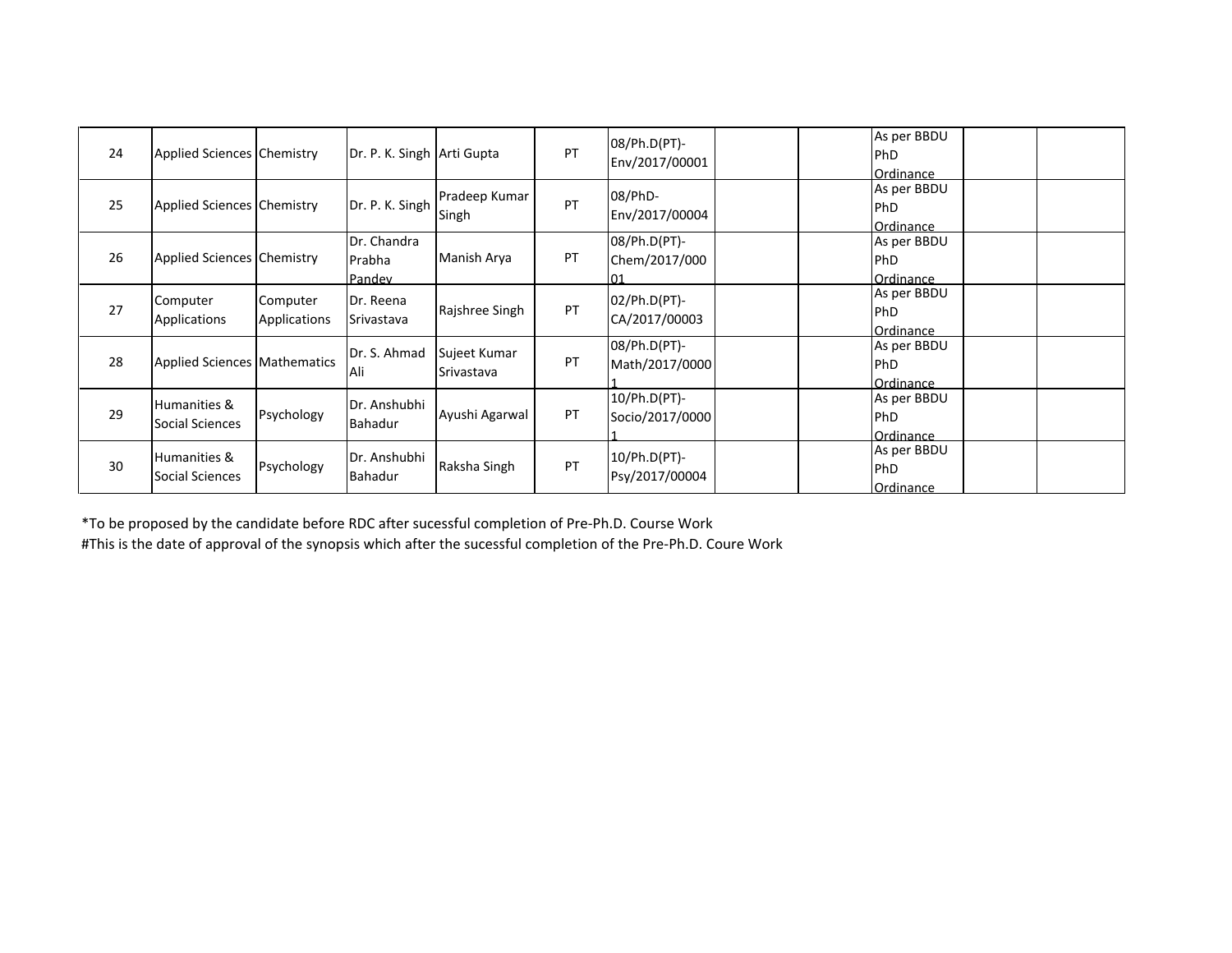| | | | | | | | | | | | |
|---|---|---|---|---|---|---|---|---|---|---|---|
| 24 | Applied Sciences | Chemistry | Dr. P. K. Singh | Arti Gupta | PT | 08/Ph.D(PT)-Env/2017/00001 | | | As per BBDU PhD Ordinance | | |
| 25 | Applied Sciences | Chemistry | Dr. P. K. Singh | Pradeep Kumar Singh | PT | 08/PhD-Env/2017/00004 | | | As per BBDU PhD Ordinance | | |
| 26 | Applied Sciences | Chemistry | Dr. Chandra Prabha Pandey | Manish Arya | PT | 08/Ph.D(PT)-Chem/2017/00001 | | | As per BBDU PhD Ordinance | | |
| 27 | Computer Applications | Computer Applications | Dr. Reena Srivastava | Rajshree Singh | PT | 02/Ph.D(PT)-CA/2017/00003 | | | As per BBDU PhD Ordinance | | |
| 28 | Applied Sciences | Mathematics | Dr. S. Ahmad Ali | Sujeet Kumar Srivastava | PT | 08/Ph.D(PT)-Math/2017/00001 | | | As per BBDU PhD Ordinance | | |
| 29 | Humanities & Social Sciences | Psychology | Dr. Anshubhi Bahadur | Ayushi Agarwal | PT | 10/Ph.D(PT)-Socio/2017/00001 | | | As per BBDU PhD Ordinance | | |
| 30 | Humanities & Social Sciences | Psychology | Dr. Anshubhi Bahadur | Raksha Singh | PT | 10/Ph.D(PT)-Psy/2017/00004 | | | As per BBDU PhD Ordinance | | |

*To be proposed by the candidate before RDC after sucessful completion of Pre-Ph.D. Course Work

#This is the date of approval of the synopsis which after the sucessful completion of the Pre-Ph.D. Coure Work